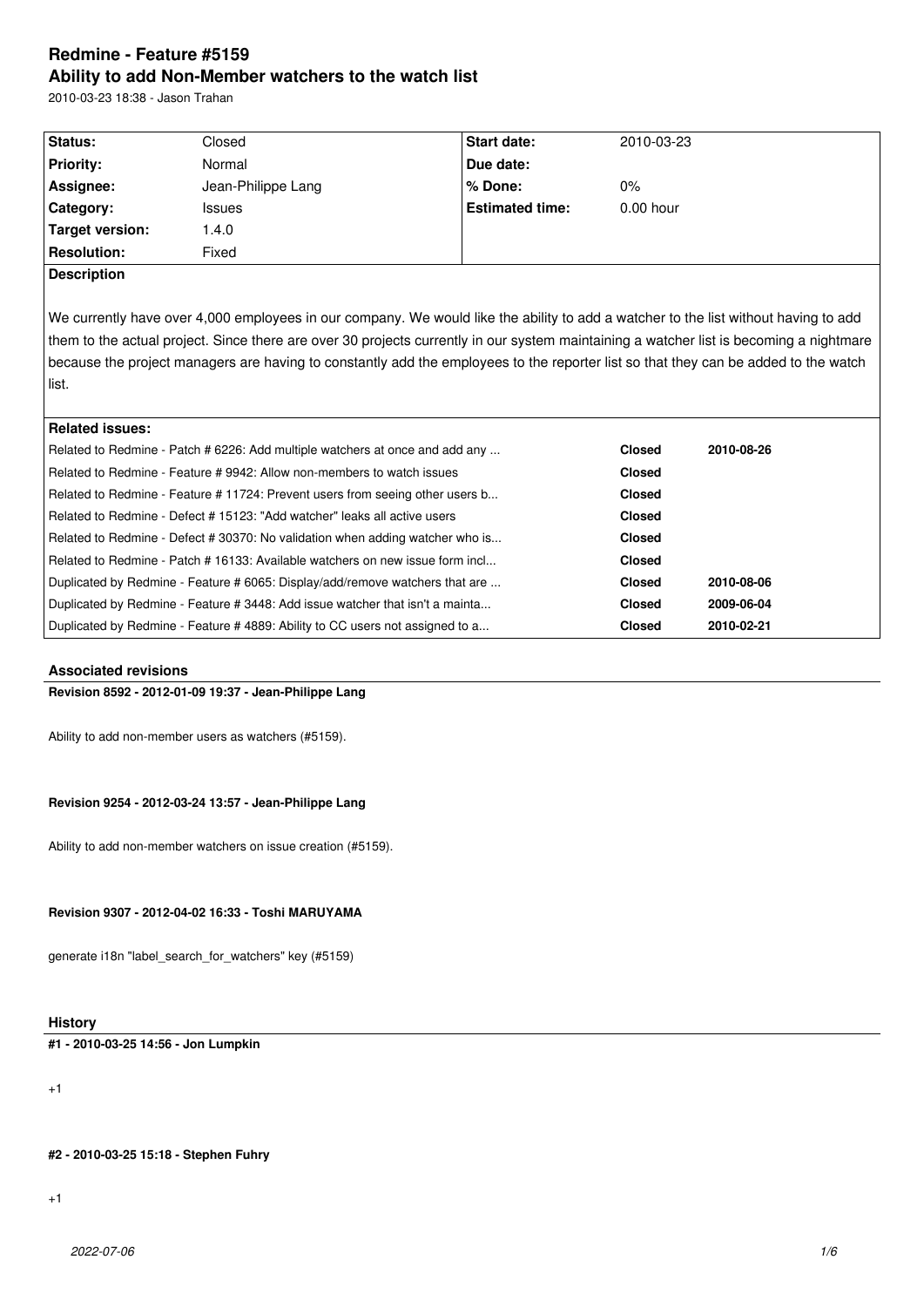# Redmine - Feature #5159

## Ability to add Non-Member watchers to the watch list

2010-03-23 18:38 - Jason Trahan

| Status: | Closed | Start date: | 2010-03-23 |
|---|---|---|---|
| Priority: | Normal | Due date: | |
| Assignee: | Jean-Philippe Lang | % Done: | 0% |
| Category: | Issues | Estimated time: | 0.00 hour |
| Target version: | 1.4.0 | | |
| Resolution: | Fixed | | |

**Description**

We currently have over 4,000 employees in our company. We would like the ability to add a watcher to the list without having to add them to the actual project. Since there are over 30 projects currently in our system maintaining a watcher list is becoming a nightmare because the project managers are having to constantly add the employees to the reporter list so that they can be added to the watch list.

**Related issues:**

| Issue | Status | Date |
|---|---|---|
| Related to Redmine - Patch # 6226: Add multiple watchers at once and add any ... | Closed | 2010-08-26 |
| Related to Redmine - Feature # 9942: Allow non-members to watch issues | Closed | |
| Related to Redmine - Feature # 11724: Prevent users from seeing other users b... | Closed | |
| Related to Redmine - Defect # 15123: "Add watcher" leaks all active users | Closed | |
| Related to Redmine - Defect # 30370: No validation when adding watcher who is... | Closed | |
| Related to Redmine - Patch # 16133: Available watchers on new issue form incl... | Closed | |
| Duplicated by Redmine - Feature # 6065: Display/add/remove watchers that are ... | Closed | 2010-08-06 |
| Duplicated by Redmine - Feature # 3448: Add issue watcher that isn't a mainta... | Closed | 2009-06-04 |
| Duplicated by Redmine - Feature # 4889: Ability to CC users not assigned to a... | Closed | 2010-02-21 |

### Associated revisions

**Revision 8592 - 2012-01-09 19:37 - Jean-Philippe Lang**

Ability to add non-member users as watchers (#5159).

**Revision 9254 - 2012-03-24 13:57 - Jean-Philippe Lang**

Ability to add non-member watchers on issue creation (#5159).

**Revision 9307 - 2012-04-02 16:33 - Toshi MARUYAMA**

generate i18n "label_search_for_watchers" key (#5159)

### History

**#1 - 2010-03-25 14:56 - Jon Lumpkin**

+1

**#2 - 2010-03-25 15:18 - Stephen Fuhry**

+1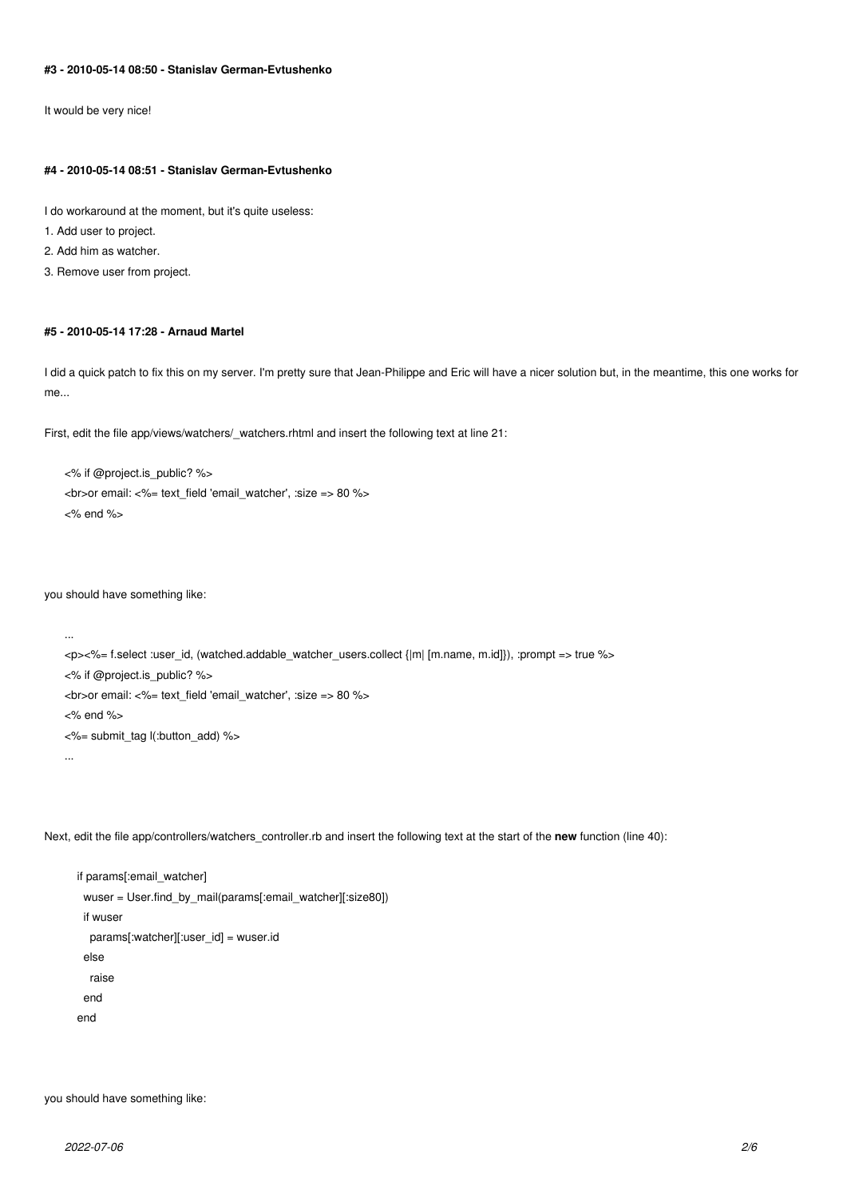#### #3 - 2010-05-14 08:50 - Stanislav German-Evtushenko

It would be very nice!

#### #4 - 2010-05-14 08:51 - Stanislav German-Evtushenko

I do workaround at the moment, but it's quite useless:

1. Add user to project.
2. Add him as watcher.
3. Remove user from project.

#### #5 - 2010-05-14 17:28 - Arnaud Martel

I did a quick patch to fix this on my server. I'm pretty sure that Jean-Philippe and Eric will have a nicer solution but, in the meantime, this one works for me...

First, edit the file app/views/watchers/_watchers.rhtml and insert the following text at line 21:

```
<% if @project.is_public? %>
<br>or email: <%= text_field 'email_watcher', :size => 80 %>
<% end %>
```

you should have something like:

```
...
<p><%= f.select :user_id, (watched.addable_watcher_users.collect {|m| [m.name, m.id]}), :prompt => true %>
<% if @project.is_public? %>
<br>or email: <%= text_field 'email_watcher', :size => 80 %>
<% end %>
<%= submit_tag l(:button_add) %>
...
```

Next, edit the file app/controllers/watchers_controller.rb and insert the following text at the start of the **new** function (line 40):

```
if params[:email_watcher]
  wuser = User.find_by_mail(params[:email_watcher][:size80])
  if wuser
    params[:watcher][:user_id] = wuser.id
  else
    raise
  end
end
```

you should have something like: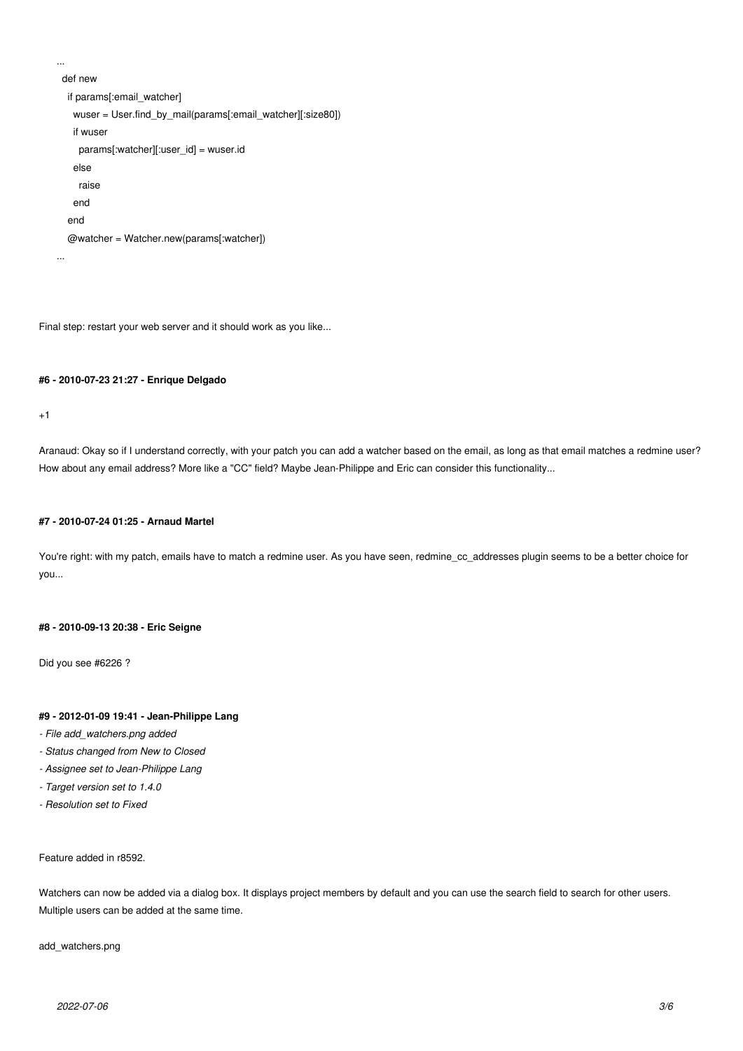```
...
  def new
    if params[:email_watcher]
      wuser = User.find_by_mail(params[:email_watcher][:size80])
      if wuser
        params[:watcher][:user_id] = wuser.id
      else
        raise
      end
    end
    @watcher = Watcher.new(params[:watcher])
...
```

Final step: restart your web server and it should work as you like...

#### #6 - 2010-07-23 21:27 - Enrique Delgado

+1

Aranaud: Okay so if I understand correctly, with your patch you can add a watcher based on the email, as long as that email matches a redmine user? How about any email address? More like a "CC" field? Maybe Jean-Philippe and Eric can consider this functionality...

#### #7 - 2010-07-24 01:25 - Arnaud Martel

You're right: with my patch, emails have to match a redmine user. As you have seen, redmine_cc_addresses plugin seems to be a better choice for you...

#### #8 - 2010-09-13 20:38 - Eric Seigne

Did you see #6226 ?

#### #9 - 2012-01-09 19:41 - Jean-Philippe Lang

- *File add_watchers.png added*
- *Status changed from New to Closed*
- *Assignee set to Jean-Philippe Lang*
- *Target version set to 1.4.0*
- *Resolution set to Fixed*

Feature added in r8592.

Watchers can now be added via a dialog box. It displays project members by default and you can use the search field to search for other users. Multiple users can be added at the same time.

add_watchers.png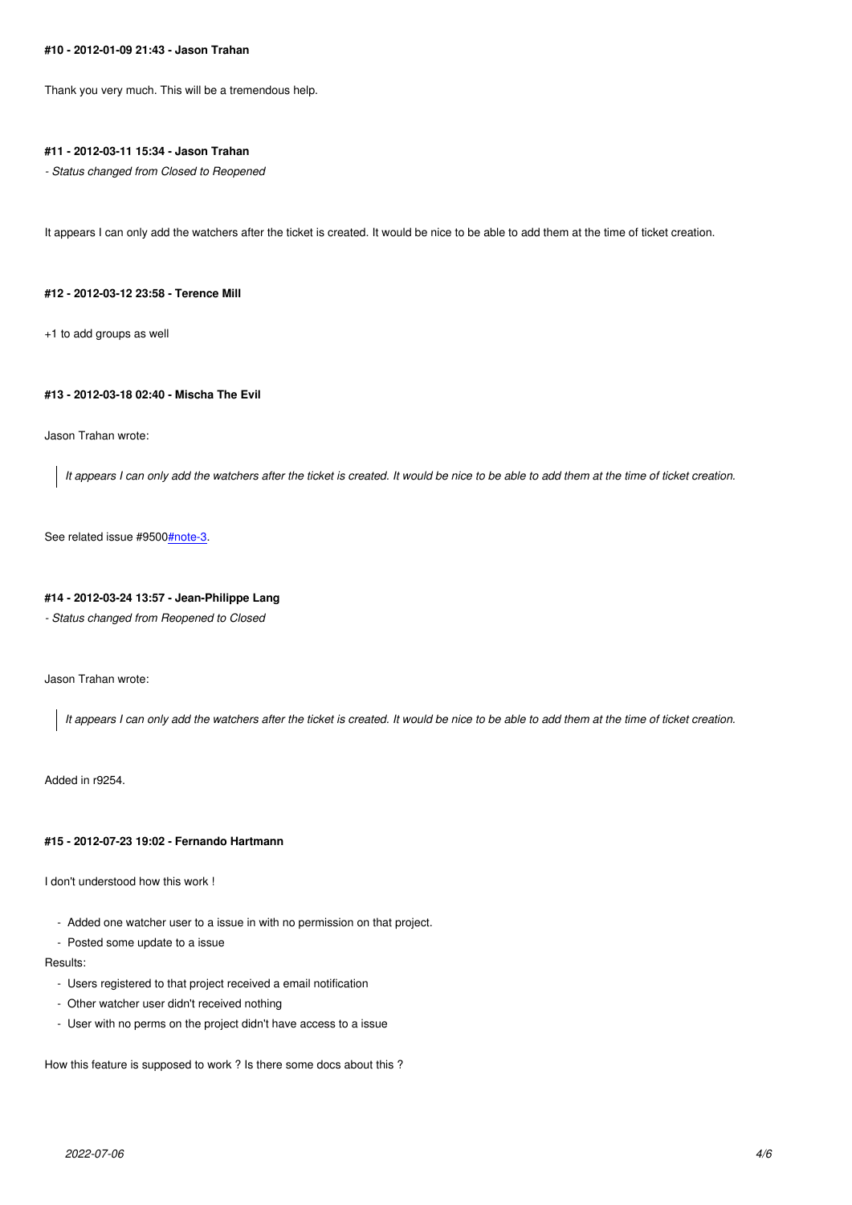#### #10 - 2012-01-09 21:43 - Jason Trahan

Thank you very much. This will be a tremendous help.

#### #11 - 2012-03-11 15:34 - Jason Trahan

*- Status changed from Closed to Reopened*

It appears I can only add the watchers after the ticket is created. It would be nice to be able to add them at the time of ticket creation.

#### #12 - 2012-03-12 23:58 - Terence Mill

+1 to add groups as well

#### #13 - 2012-03-18 02:40 - Mischa The Evil

Jason Trahan wrote:

> *It appears I can only add the watchers after the ticket is created. It would be nice to be able to add them at the time of ticket creation.*

See related issue #9500#note-3.

#### #14 - 2012-03-24 13:57 - Jean-Philippe Lang

*- Status changed from Reopened to Closed*

Jason Trahan wrote:

> *It appears I can only add the watchers after the ticket is created. It would be nice to be able to add them at the time of ticket creation.*

Added in r9254.

#### #15 - 2012-07-23 19:02 - Fernando Hartmann

I don't understood how this work !

- Added one watcher user to a issue in with no permission on that project.
- Posted some update to a issue

Results:

- Users registered to that project received a email notification
- Other watcher user didn't received nothing
- User with no perms on the project didn't have access to a issue

How this feature is supposed to work ? Is there some docs about this ?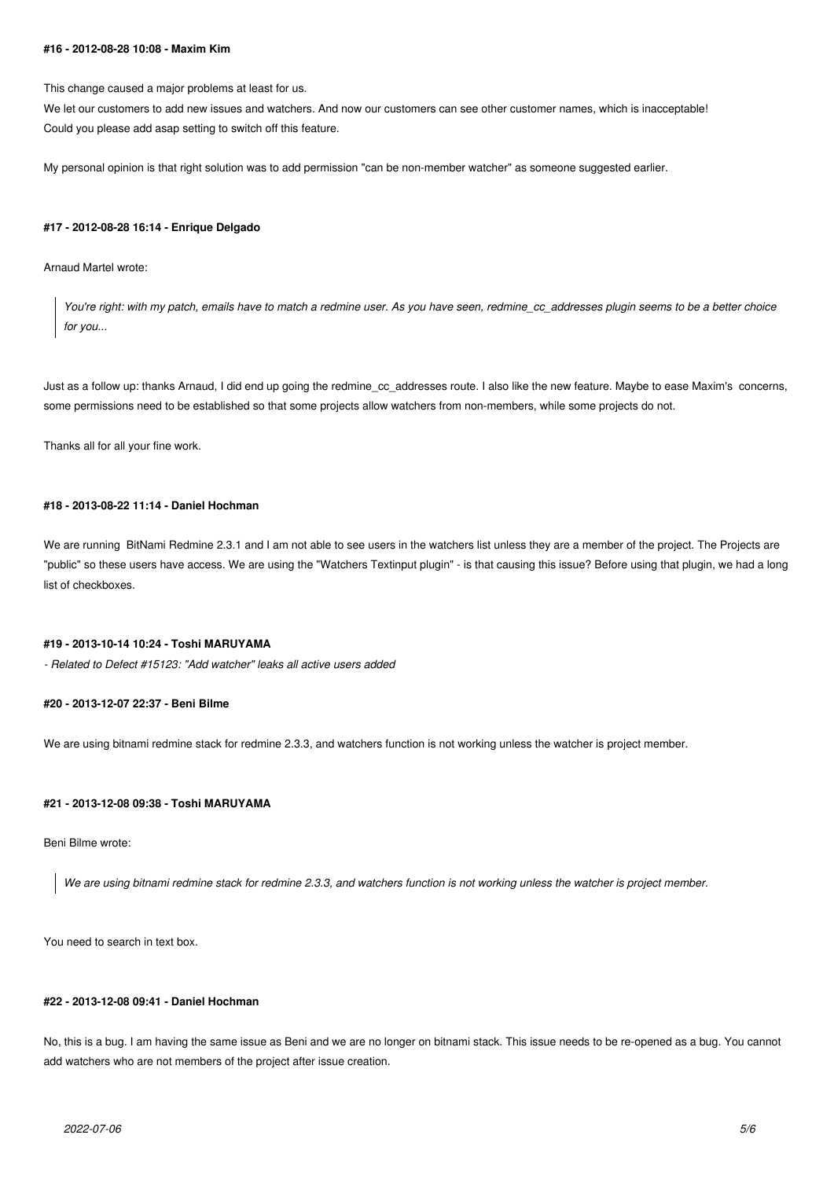#### #16 - 2012-08-28 10:08 - Maxim Kim

This change caused a major problems at least for us.
We let our customers to add new issues and watchers. And now our customers can see other customer names, which is inacceptable!
Could you please add asap setting to switch off this feature.

My personal opinion is that right solution was to add permission "can be non-member watcher" as someone suggested earlier.

#### #17 - 2012-08-28 16:14 - Enrique Delgado

Arnaud Martel wrote:

> *You're right: with my patch, emails have to match a redmine user. As you have seen, redmine_cc_addresses plugin seems to be a better choice for you...*

Just as a follow up: thanks Arnaud, I did end up going the redmine_cc_addresses route. I also like the new feature. Maybe to ease Maxim's concerns, some permissions need to be established so that some projects allow watchers from non-members, while some projects do not.

Thanks all for all your fine work.

#### #18 - 2013-08-22 11:14 - Daniel Hochman

We are running BitNami Redmine 2.3.1 and I am not able to see users in the watchers list unless they are a member of the project. The Projects are "public" so these users have access. We are using the "Watchers Textinput plugin" - is that causing this issue? Before using that plugin, we had a long list of checkboxes.

#### #19 - 2013-10-14 10:24 - Toshi MARUYAMA

*- Related to Defect #15123: "Add watcher" leaks all active users added*

#### #20 - 2013-12-07 22:37 - Beni Bilme

We are using bitnami redmine stack for redmine 2.3.3, and watchers function is not working unless the watcher is project member.

#### #21 - 2013-12-08 09:38 - Toshi MARUYAMA

Beni Bilme wrote:

> *We are using bitnami redmine stack for redmine 2.3.3, and watchers function is not working unless the watcher is project member.*

You need to search in text box.

#### #22 - 2013-12-08 09:41 - Daniel Hochman

No, this is a bug. I am having the same issue as Beni and we are no longer on bitnami stack. This issue needs to be re-opened as a bug. You cannot add watchers who are not members of the project after issue creation.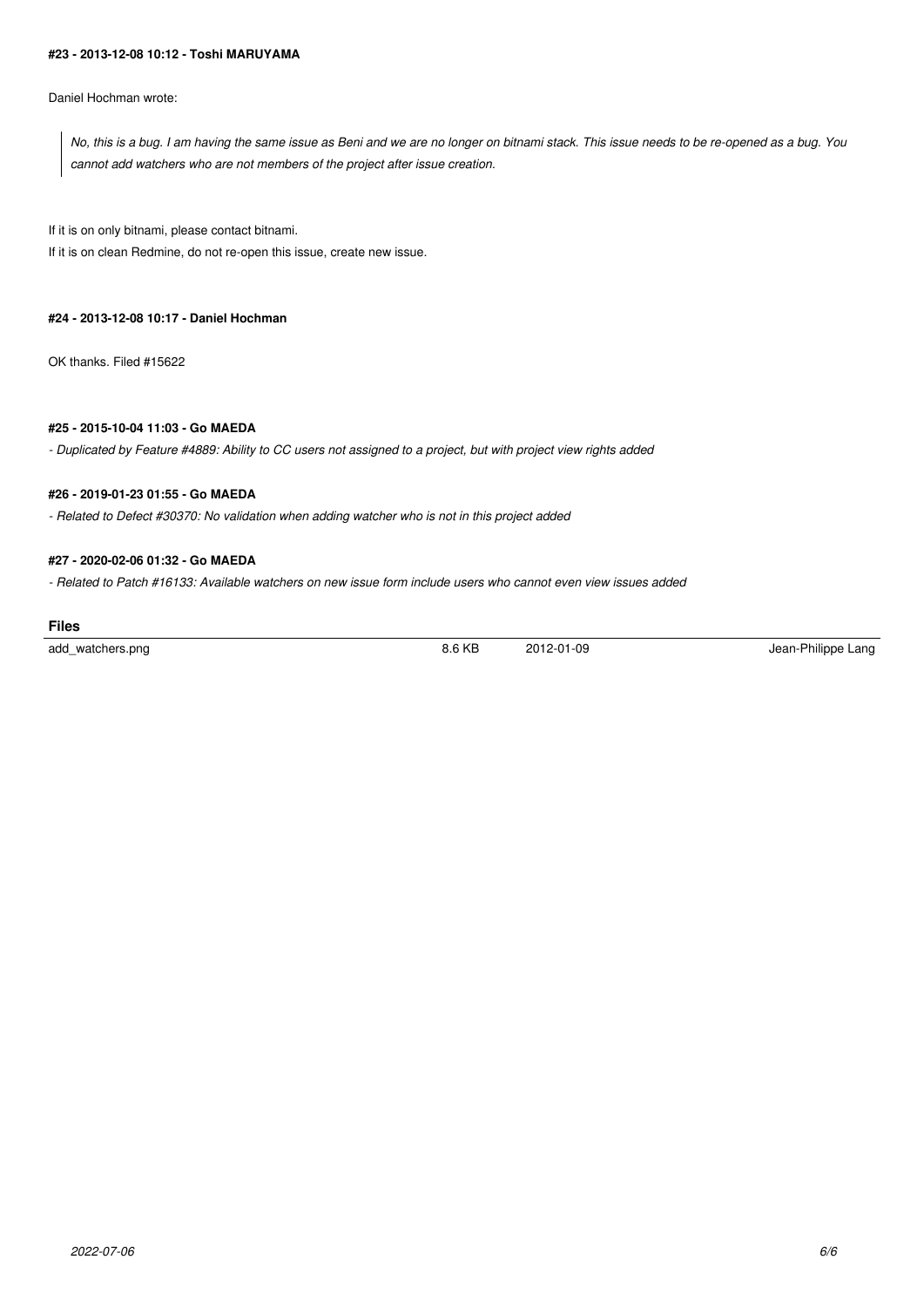#### #23 - 2013-12-08 10:12 - Toshi MARUYAMA

Daniel Hochman wrote:

> *No, this is a bug. I am having the same issue as Beni and we are no longer on bitnami stack. This issue needs to be re-opened as a bug. You cannot add watchers who are not members of the project after issue creation.*

If it is on only bitnami, please contact bitnami.
If it is on clean Redmine, do not re-open this issue, create new issue.

#### #24 - 2013-12-08 10:17 - Daniel Hochman

OK thanks. Filed #15622

#### #25 - 2015-10-04 11:03 - Go MAEDA

*- Duplicated by Feature #4889: Ability to CC users not assigned to a project, but with project view rights added*

#### #26 - 2019-01-23 01:55 - Go MAEDA

*- Related to Defect #30370: No validation when adding watcher who is not in this project added*

#### #27 - 2020-02-06 01:32 - Go MAEDA

*- Related to Patch #16133: Available watchers on new issue form include users who cannot even view issues added*

### Files

| | | | |
|---|---|---|---|
| add_watchers.png | 8.6 KB | 2012-01-09 | Jean-Philippe Lang |